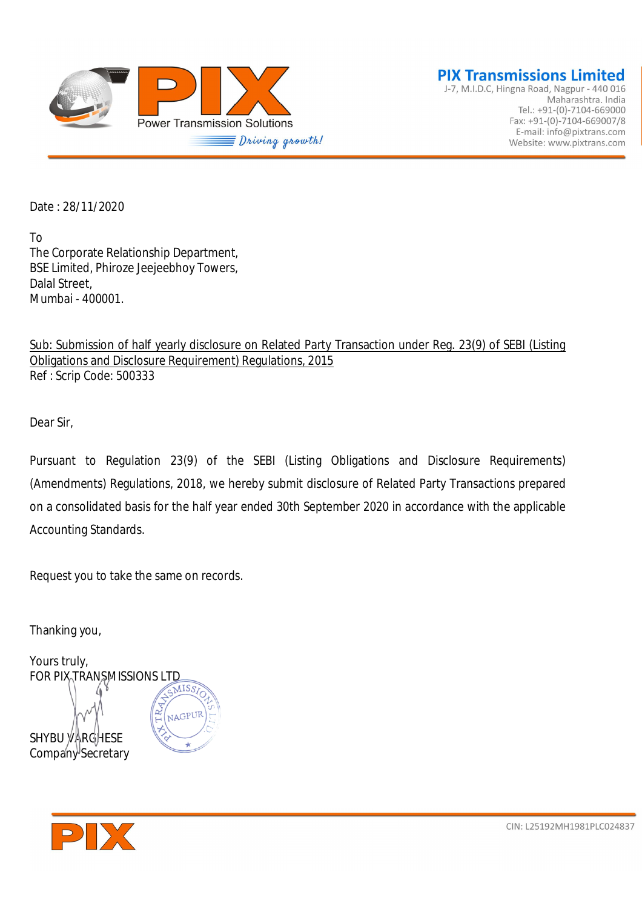**PIX Transmissions Limited**
J-7, M.I.D.C, Hingna Road, Nagpur - 440 016
Maharashtra. India
Tel.: +91-(0)-7104-669000
Fax: +91-(0)-7104-669007/8
E-mail: info@pixtrans.com
Website: www.pixtrans.com

Date : 28/11/2020

To
The Corporate Relationship Department,
BSE Limited, Phiroze Jeejeebhoy Towers,
Dalal Street,
Mumbai - 400001.

Sub: Submission of half yearly disclosure on Related Party Transaction under Reg. 23(9) of SEBI (Listing Obligations and Disclosure Requirement) Regulations, 2015
Ref : Scrip Code: 500333

Dear Sir,

Pursuant to Regulation 23(9) of the SEBI (Listing Obligations and Disclosure Requirements) (Amendments) Regulations, 2018, we hereby submit disclosure of Related Party Transactions prepared on a consolidated basis for the half year ended 30th September 2020 in accordance with the applicable Accounting Standards.

Request you to take the same on records.

Thanking you,

Yours truly,
FOR PIX TRANSMISSIONS LTD

SHYBU VARGHESE
Company Secretary

CIN: L25192MH1981PLC024837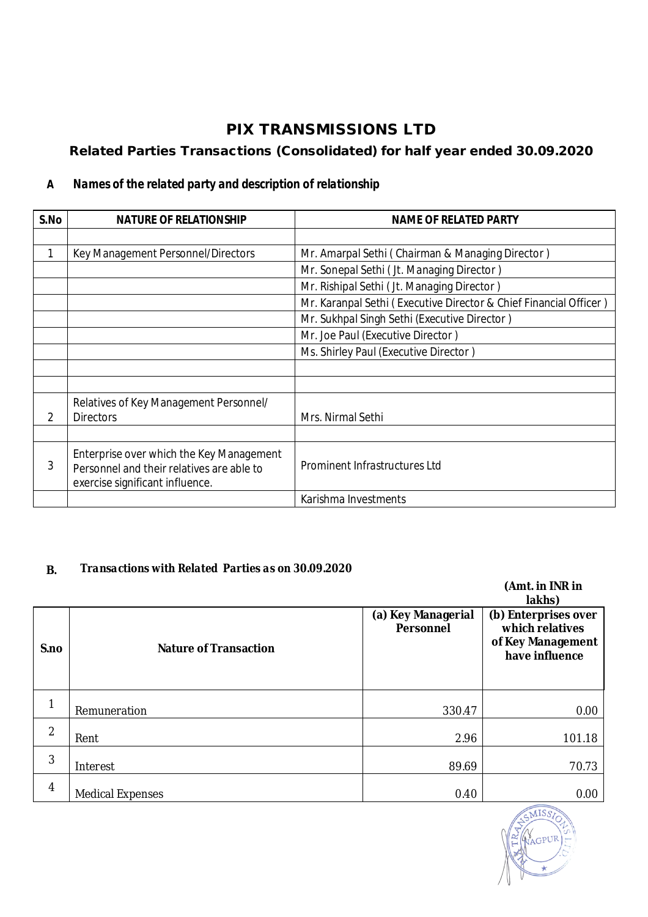# PIX TRANSMISSIONS LTD

## Related Parties Transactions (Consolidated) for half year ended 30.09.2020

### A *Names of the related party and description of relationship*

| S.No | NATURE OF RELATIONSHIP | NAME OF RELATED PARTY |
|---|---|---|
| | | |
| 1 | Key Management Personnel/Directors | Mr. Amarpal Sethi ( Chairman & Managing Director ) |
| | | Mr. Sonepal Sethi ( Jt. Managing Director ) |
| | | Mr. Rishipal Sethi ( Jt. Managing Director ) |
| | | Mr. Karanpal Sethi ( Executive Director & Chief Financial Officer ) |
| | | Mr. Sukhpal Singh Sethi (Executive Director ) |
| | | Mr. Joe Paul (Executive Director ) |
| | | Ms. Shirley Paul (Executive Director ) |
| | | |
| | | |
| 2 | Relatives of Key Management Personnel/ Directors | Mrs. Nirmal Sethi |
| | | |
| 3 | Enterprise over which the Key Management Personnel and their relatives are able to exercise significant influence. | Prominent Infrastructures Ltd |
| | | Karishma Investments |

### B. *Transactions with Related Parties as on 30.09.2020*

**(Amt. in INR in lakhs)**

| S.no | Nature of Transaction | (a) Key Managerial Personnel | (b) Enterprises over which relatives of Key Management have influence |
|---|---|---|---|
| 1 | Remuneration | 330.47 | 0.00 |
| 2 | Rent | 2.96 | 101.18 |
| 3 | Interest | 89.69 | 70.73 |
| 4 | Medical Expenses | 0.40 | 0.00 |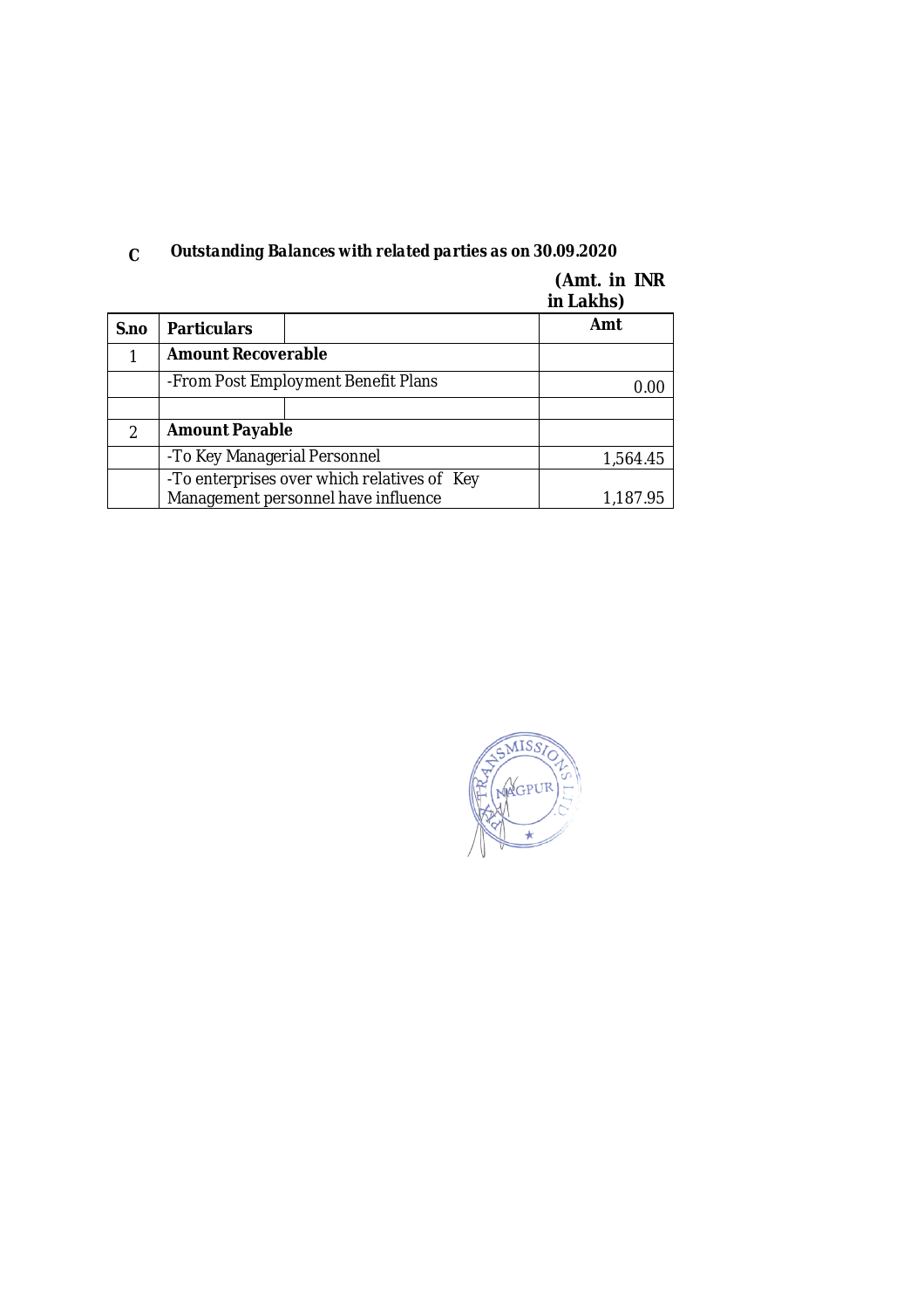**C** ***Outstanding Balances with related parties as on 30.09.2020***

**(Amt. in INR in Lakhs)**

| S.no | Particulars | Amt |
|---|---|---|
| 1 | **Amount Recoverable** | |
| | -From Post Employment Benefit Plans | 0.00 |
| | | |
| 2 | **Amount Payable** | |
| | -To Key Managerial Personnel | 1,564.45 |
| | -To enterprises over which relatives of Key Management personnel have influence | 1,187.95 |